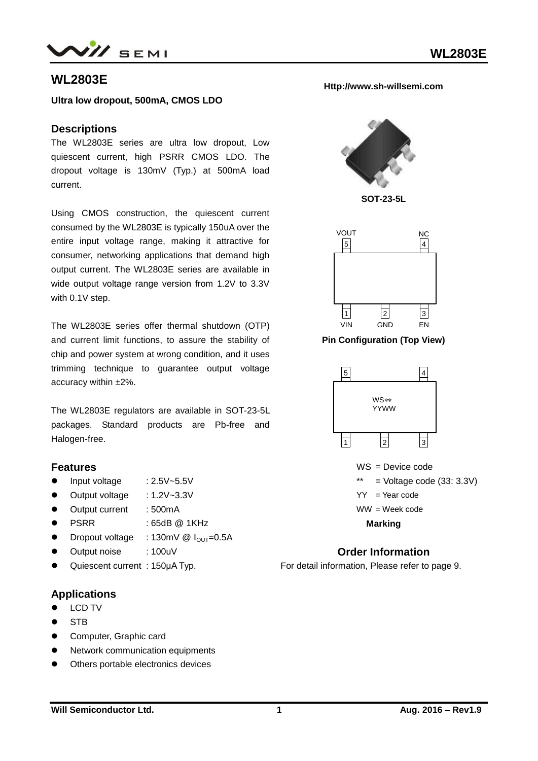# WL2803E

**Ultra low dropout, 500mA, CMOS LDO**

**Http://www.sh-willsemi.com**

## Descriptions

The WL2803E series are ultra low dropout, Low quiescent current, high PSRR CMOS LDO. The dropout voltage is 130mV (Typ.) at 500mA load current.

Using CMOS construction, the quiescent current consumed by the WL2803E is typically 150uA over the entire input voltage range, making it attractive for consumer, networking applications that demand high output current. The WL2803E series are available in wide output voltage range version from 1.2V to 3.3V with 0.1V step.

The WL2803E series offer thermal shutdown (OTP) and current limit functions, to assure the stability of chip and power system at wrong condition, and it uses trimming technique to guarantee output voltage accuracy within ±2%.

The WL2803E regulators are available in SOT-23-5L packages. Standard products are Pb-free and Halogen-free.

## Features

- Input voltage : 2.5V~5.5V
- Output voltage : 1.2V~3.3V
- Output current : 500mA
- PSRR : 65dB @ 1KHz
- Dropout voltage : 130mV @ $I_{OUT}$=0.5A
- Output noise : 100uV
- Quiescent current : 150μA Typ.

## Applications

- LCD TV
- STB
- Computer, Graphic card
- Network communication equipments
- Others portable electronics devices

**SOT-23-5L**

5 VOUT, 4 NC, 1 VIN, 2 GND, 3 EN

**Pin Configuration (Top View)**

WS**
YYWW

WS = Device code
** = Voltage code (33: 3.3V)
YY = Year code
WW = Week code

**Marking**

## Order Information

For detail information, Please refer to page 9.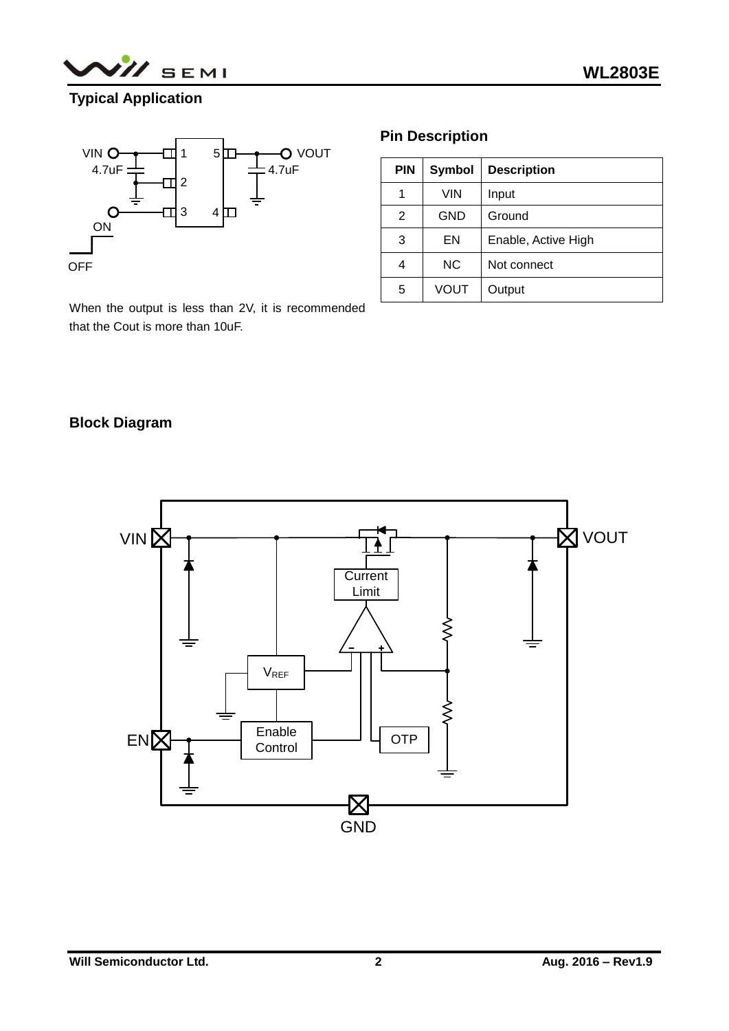## Typical Application

When the output is less than 2V, it is recommended that the Cout is more than 10uF.

## Pin Description

| PIN | Symbol | Description |
|---|---|---|
| 1 | VIN | Input |
| 2 | GND | Ground |
| 3 | EN | Enable, Active High |
| 4 | NC | Not connect |
| 5 | VOUT | Output |

## Block Diagram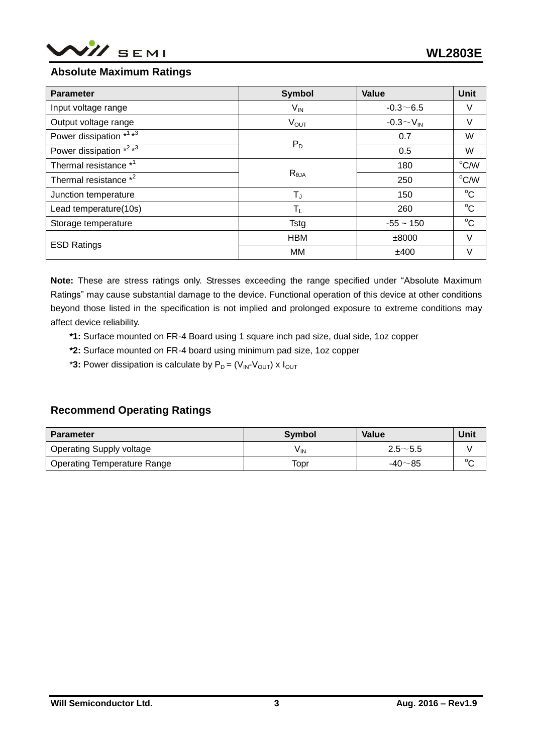## Absolute Maximum Ratings

| Parameter | Symbol | Value | Unit |
|---|---|---|---|
| Input voltage range | $V_{IN}$ | -0.3～6.5 | V |
| Output voltage range | $V_{OUT}$ | -0.3～$V_{IN}$ | V |
| Power dissipation *1 *3 | $P_D$ | 0.7 | W |
| Power dissipation *2 *3 | | 0.5 | W |
| Thermal resistance *1 | $R_{\theta JA}$ | 180 | °C/W |
| Thermal resistance *2 | | 250 | °C/W |
| Junction temperature | $T_J$ | 150 | °C |
| Lead temperature(10s) | $T_L$ | 260 | °C |
| Storage temperature | Tstg | -55 ~ 150 | °C |
| ESD Ratings | HBM | ±8000 | V |
| | MM | ±400 | V |

**Note:** These are stress ratings only. Stresses exceeding the range specified under "Absolute Maximum Ratings" may cause substantial damage to the device. Functional operation of this device at other conditions beyond those listed in the specification is not implied and prolonged exposure to extreme conditions may affect device reliability.

**\*1:** Surface mounted on FR-4 Board using 1 square inch pad size, dual side, 1oz copper

**\*2:** Surface mounted on FR-4 board using minimum pad size, 1oz copper

\***3:** Power dissipation is calculate by $P_D = (V_{IN}-V_{OUT}) \times I_{OUT}$

## Recommend Operating Ratings

| Parameter | Symbol | Value | Unit |
|---|---|---|---|
| Operating Supply voltage | $V_{IN}$ | 2.5～5.5 | V |
| Operating Temperature Range | Topr | -40～85 | °C |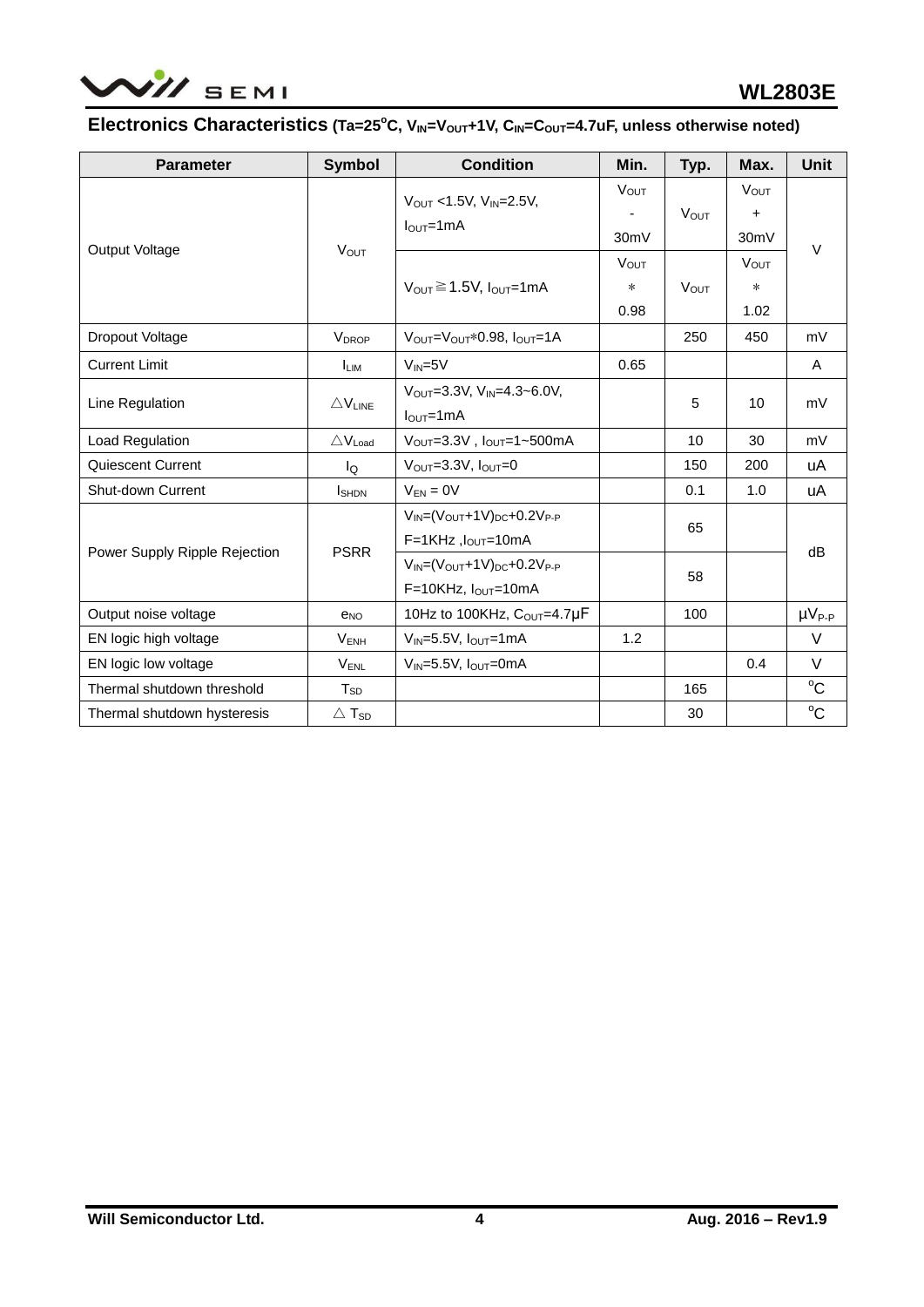## Electronics Characteristics (Ta=25°C, $V_{IN}$=$V_{OUT}$+1V, $C_{IN}$=$C_{OUT}$=4.7uF, unless otherwise noted)

| Parameter | Symbol | Condition | Min. | Typ. | Max. | Unit |
|---|---|---|---|---|---|---|
| Output Voltage | $V_{OUT}$ | $V_{OUT}$ <1.5V, $V_{IN}$=2.5V, $I_{OUT}$=1mA | $V_{OUT}$ - 30mV | $V_{OUT}$ | $V_{OUT}$ + 30mV | V |
| | | $V_{OUT}$ ≧ 1.5V, $I_{OUT}$=1mA | $V_{OUT}$ * 0.98 | $V_{OUT}$ | $V_{OUT}$ * 1.02 | |
| Dropout Voltage | $V_{DROP}$ | $V_{OUT}$=$V_{OUT}$*0.98, $I_{OUT}$=1A | | 250 | 450 | mV |
| Current Limit | $I_{LIM}$ | $V_{IN}$=5V | 0.65 | | | A |
| Line Regulation | △$V_{LINE}$ | $V_{OUT}$=3.3V, $V_{IN}$=4.3~6.0V, $I_{OUT}$=1mA | | 5 | 10 | mV |
| Load Regulation | △$V_{Load}$ | $V_{OUT}$=3.3V , $I_{OUT}$=1~500mA | | 10 | 30 | mV |
| Quiescent Current | $I_Q$ | $V_{OUT}$=3.3V, $I_{OUT}$=0 | | 150 | 200 | uA |
| Shut-down Current | $I_{SHDN}$ | $V_{EN}$ = 0V | | 0.1 | 1.0 | uA |
| Power Supply Ripple Rejection | PSRR | $V_{IN}$=($V_{OUT}$+1V)$_{DC}$+0.2$V_{P-P}$ F=1KHz ,$I_{OUT}$=10mA | | 65 | | dB |
| | | $V_{IN}$=($V_{OUT}$+1V)$_{DC}$+0.2$V_{P-P}$ F=10KHz, $I_{OUT}$=10mA | | 58 | | |
| Output noise voltage | $e_{NO}$ | 10Hz to 100KHz, $C_{OUT}$=4.7μF | | 100 | | μ$V_{P-P}$ |
| EN logic high voltage | $V_{ENH}$ | $V_{IN}$=5.5V, $I_{OUT}$=1mA | 1.2 | | | V |
| EN logic low voltage | $V_{ENL}$ | $V_{IN}$=5.5V, $I_{OUT}$=0mA | | | 0.4 | V |
| Thermal shutdown threshold | $T_{SD}$ | | | 165 | | °C |
| Thermal shutdown hysteresis | △ $T_{SD}$ | | | 30 | | °C |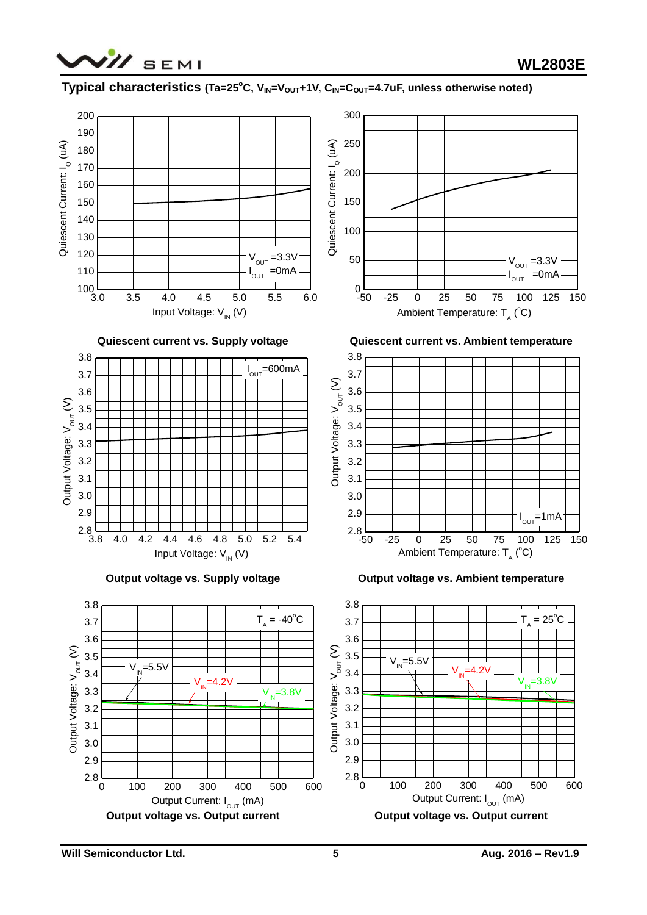## Typical characteristics (Ta=25°C, $V_{IN}$=$V_{OUT}$+1V, $C_{IN}$=$C_{OUT}$=4.7uF, unless otherwise noted)

Quiescent current vs. Supply voltage

Quiescent current vs. Ambient temperature

Output voltage vs. Supply voltage

Output voltage vs. Ambient temperature

Output voltage vs. Output current

Output voltage vs. Output current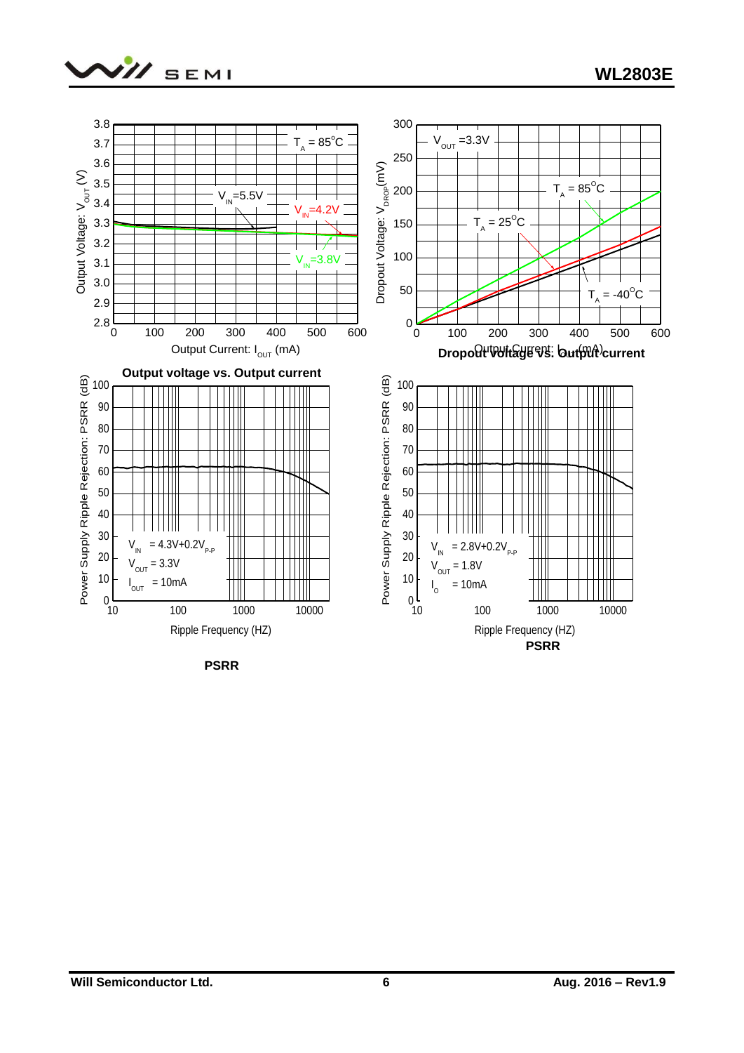Output voltage vs. Output current

Dropout Voltage vs. Output current

PSRR

PSRR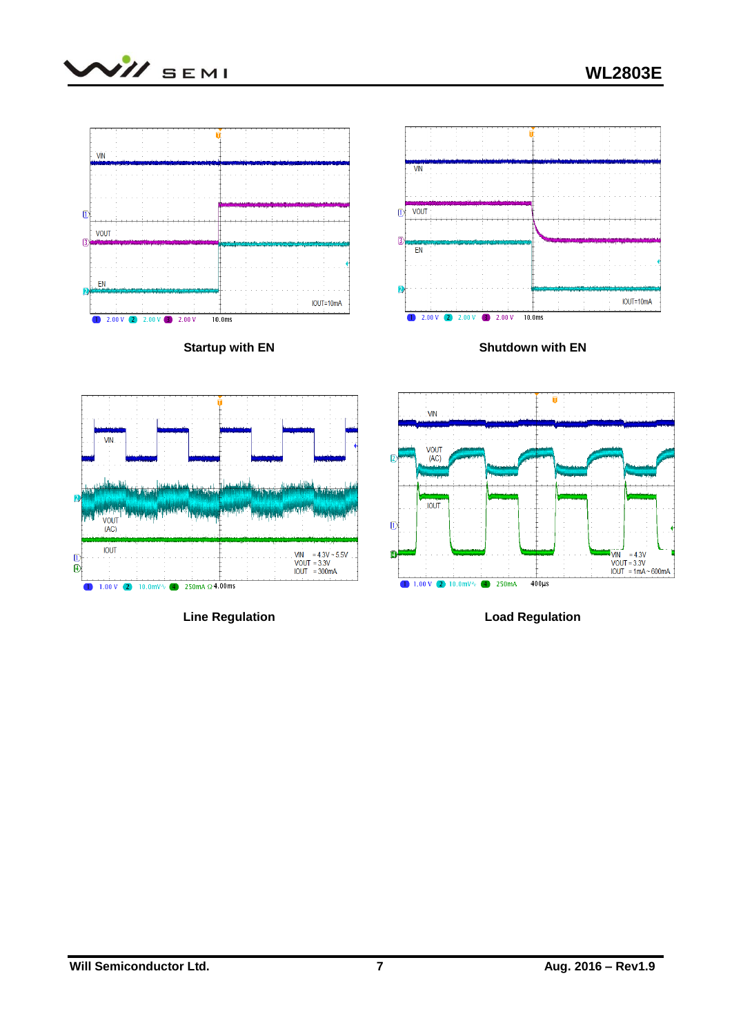Startup with EN

Shutdown with EN

Line Regulation

Load Regulation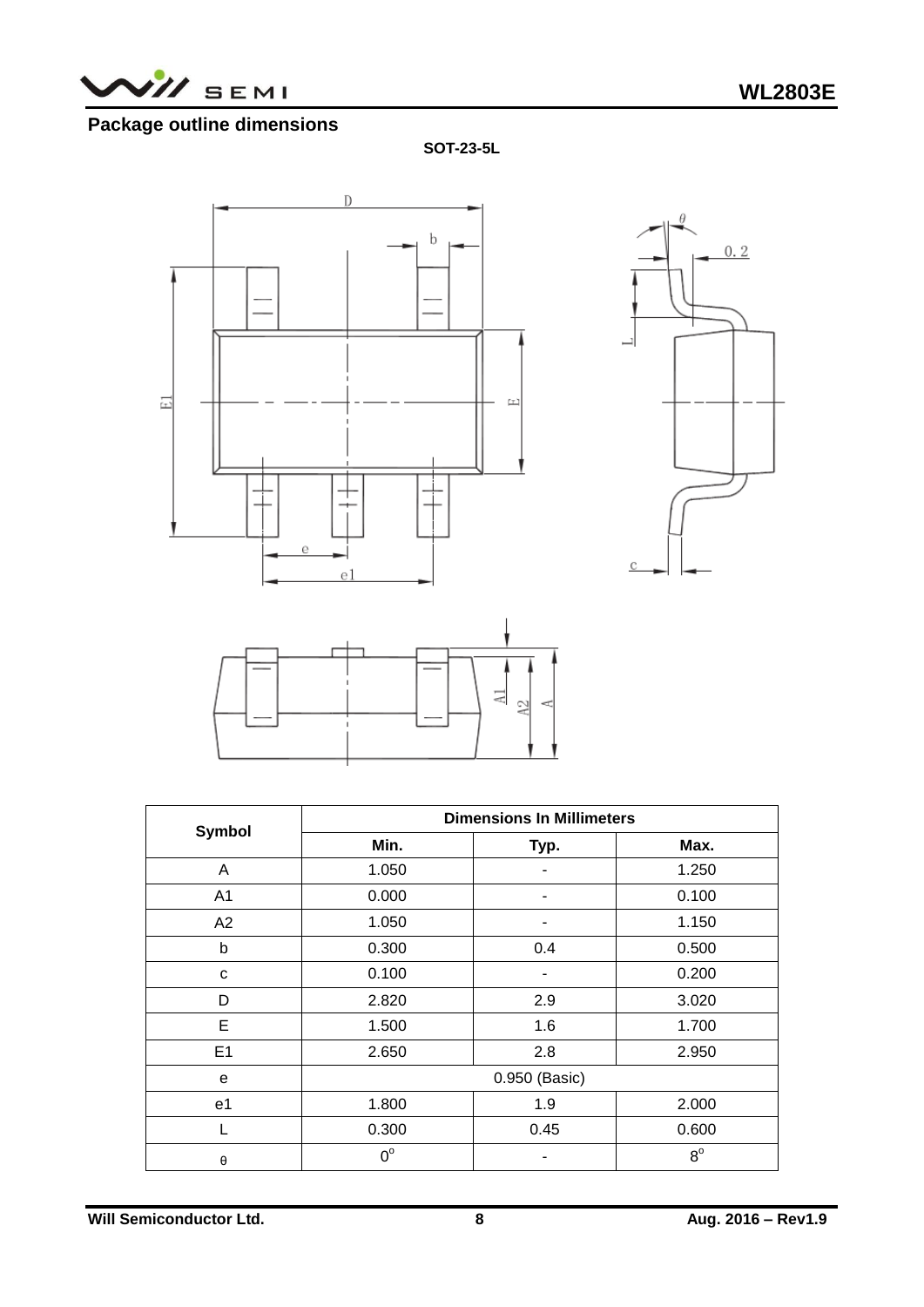## Package outline dimensions

**SOT-23-5L**

| Symbol | Dimensions In Millimeters | | |
|---|---|---|---|
| | Min. | Typ. | Max. |
| A | 1.050 | - | 1.250 |
| A1 | 0.000 | - | 0.100 |
| A2 | 1.050 | - | 1.150 |
| b | 0.300 | 0.4 | 0.500 |
| c | 0.100 | - | 0.200 |
| D | 2.820 | 2.9 | 3.020 |
| E | 1.500 | 1.6 | 1.700 |
| E1 | 2.650 | 2.8 | 2.950 |
| e | 0.950 (Basic) | | |
| e1 | 1.800 | 1.9 | 2.000 |
| L | 0.300 | 0.45 | 0.600 |
| θ | $0^o$ | - | $8^o$ |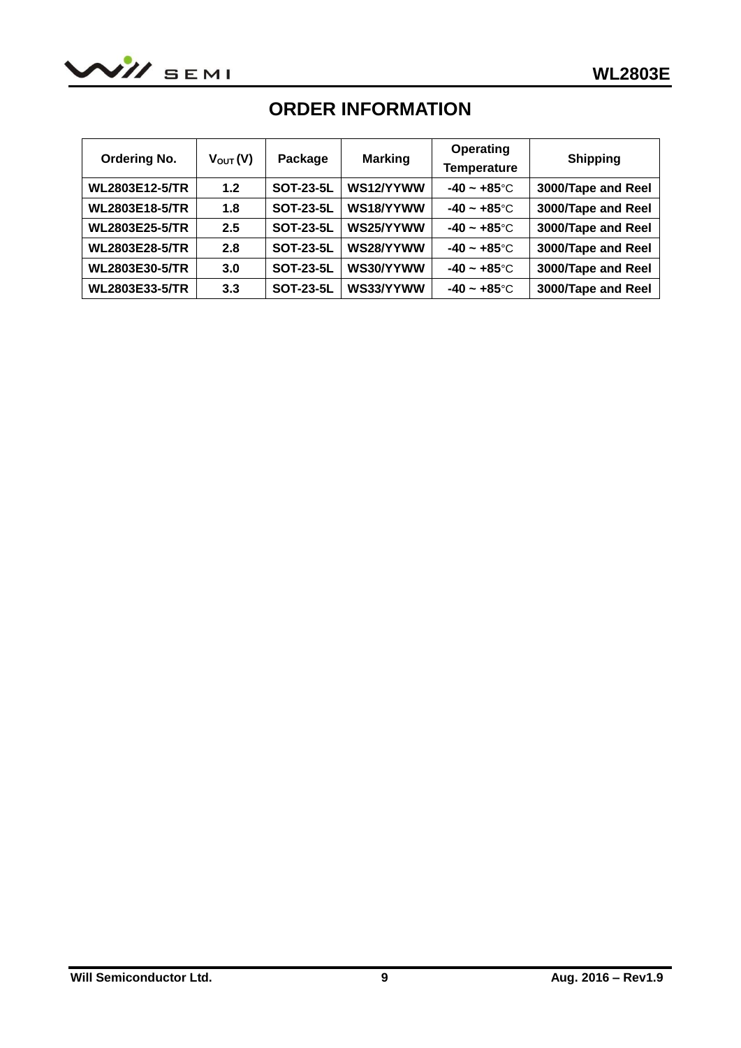# ORDER INFORMATION

| Ordering No. | $V_{OUT}$ (V) | Package | Marking | Operating Temperature | Shipping |
|---|---|---|---|---|---|
| WL2803E12-5/TR | 1.2 | SOT-23-5L | WS12/YYWW | -40 ~ +85℃ | 3000/Tape and Reel |
| WL2803E18-5/TR | 1.8 | SOT-23-5L | WS18/YYWW | -40 ~ +85℃ | 3000/Tape and Reel |
| WL2803E25-5/TR | 2.5 | SOT-23-5L | WS25/YYWW | -40 ~ +85℃ | 3000/Tape and Reel |
| WL2803E28-5/TR | 2.8 | SOT-23-5L | WS28/YYWW | -40 ~ +85℃ | 3000/Tape and Reel |
| WL2803E30-5/TR | 3.0 | SOT-23-5L | WS30/YYWW | -40 ~ +85℃ | 3000/Tape and Reel |
| WL2803E33-5/TR | 3.3 | SOT-23-5L | WS33/YYWW | -40 ~ +85℃ | 3000/Tape and Reel |